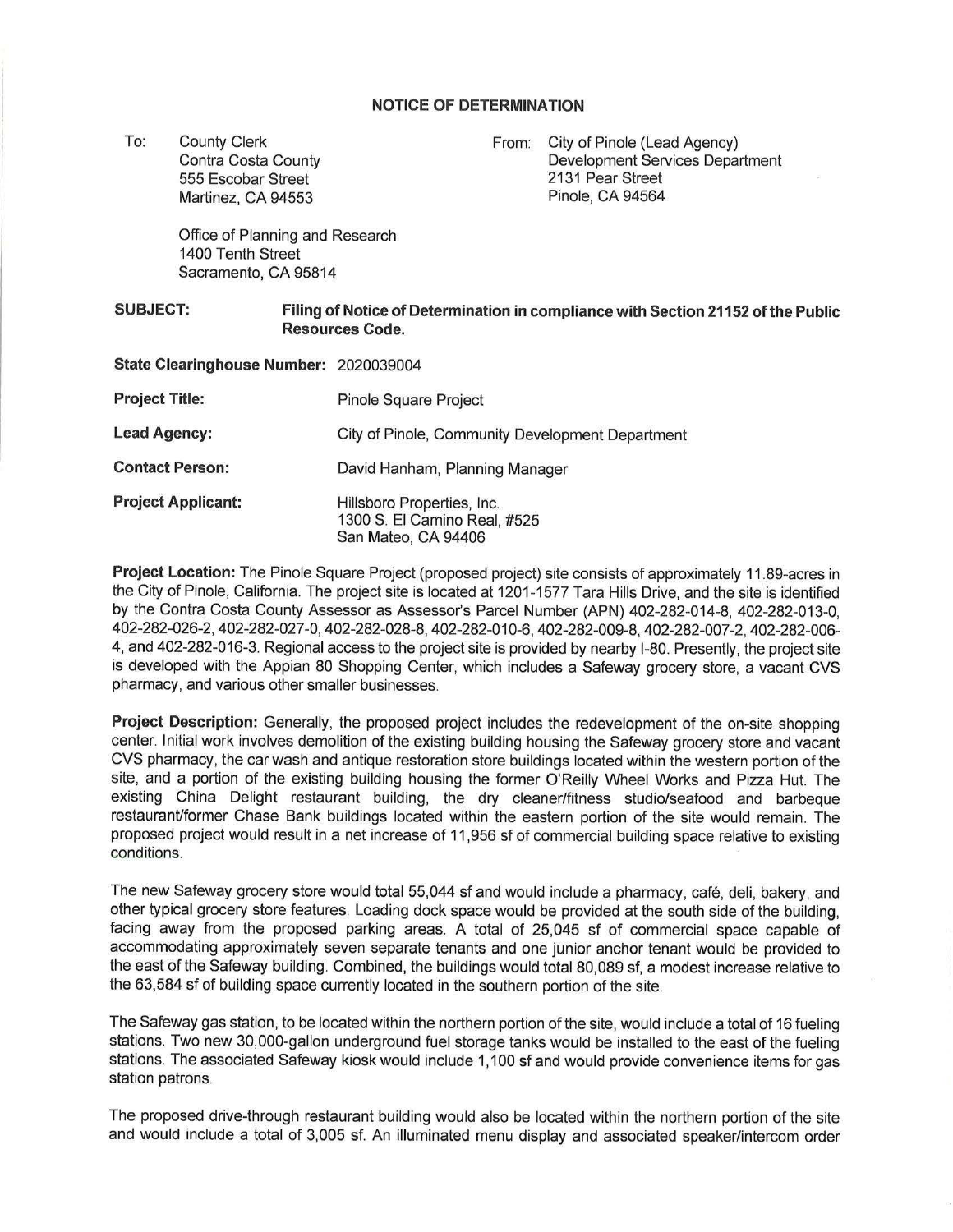## NOTICE OF DETERMINATION

To: County Clerk
Contra Costa County
555 Escobar Street
Martinez, CA 94553

Office of Planning and Research
1400 Tenth Street
Sacramento, CA 95814

From: City of Pinole (Lead Agency)
Development Services Department
2131 Pear Street
Pinole, CA 94564

**SUBJECT:** **Filing of Notice of Determination in compliance with Section 21152 of the Public Resources Code.**

**State Clearinghouse Number:** 2020039004

**Project Title:** Pinole Square Project

**Lead Agency:** City of Pinole, Community Development Department

**Contact Person:** David Hanham, Planning Manager

**Project Applicant:** Hillsboro Properties, Inc.
1300 S. El Camino Real, #525
San Mateo, CA 94406

**Project Location:** The Pinole Square Project (proposed project) site consists of approximately 11.89-acres in the City of Pinole, California. The project site is located at 1201-1577 Tara Hills Drive, and the site is identified by the Contra Costa County Assessor as Assessor's Parcel Number (APN) 402-282-014-8, 402-282-013-0, 402-282-026-2, 402-282-027-0, 402-282-028-8, 402-282-010-6, 402-282-009-8, 402-282-007-2, 402-282-006-4, and 402-282-016-3. Regional access to the project site is provided by nearby I-80. Presently, the project site is developed with the Appian 80 Shopping Center, which includes a Safeway grocery store, a vacant CVS pharmacy, and various other smaller businesses.

**Project Description:** Generally, the proposed project includes the redevelopment of the on-site shopping center. Initial work involves demolition of the existing building housing the Safeway grocery store and vacant CVS pharmacy, the car wash and antique restoration store buildings located within the western portion of the site, and a portion of the existing building housing the former O'Reilly Wheel Works and Pizza Hut. The existing China Delight restaurant building, the dry cleaner/fitness studio/seafood and barbeque restaurant/former Chase Bank buildings located within the eastern portion of the site would remain. The proposed project would result in a net increase of 11,956 sf of commercial building space relative to existing conditions.

The new Safeway grocery store would total 55,044 sf and would include a pharmacy, café, deli, bakery, and other typical grocery store features. Loading dock space would be provided at the south side of the building, facing away from the proposed parking areas. A total of 25,045 sf of commercial space capable of accommodating approximately seven separate tenants and one junior anchor tenant would be provided to the east of the Safeway building. Combined, the buildings would total 80,089 sf, a modest increase relative to the 63,584 sf of building space currently located in the southern portion of the site.

The Safeway gas station, to be located within the northern portion of the site, would include a total of 16 fueling stations. Two new 30,000-gallon underground fuel storage tanks would be installed to the east of the fueling stations. The associated Safeway kiosk would include 1,100 sf and would provide convenience items for gas station patrons.

The proposed drive-through restaurant building would also be located within the northern portion of the site and would include a total of 3,005 sf. An illuminated menu display and associated speaker/intercom order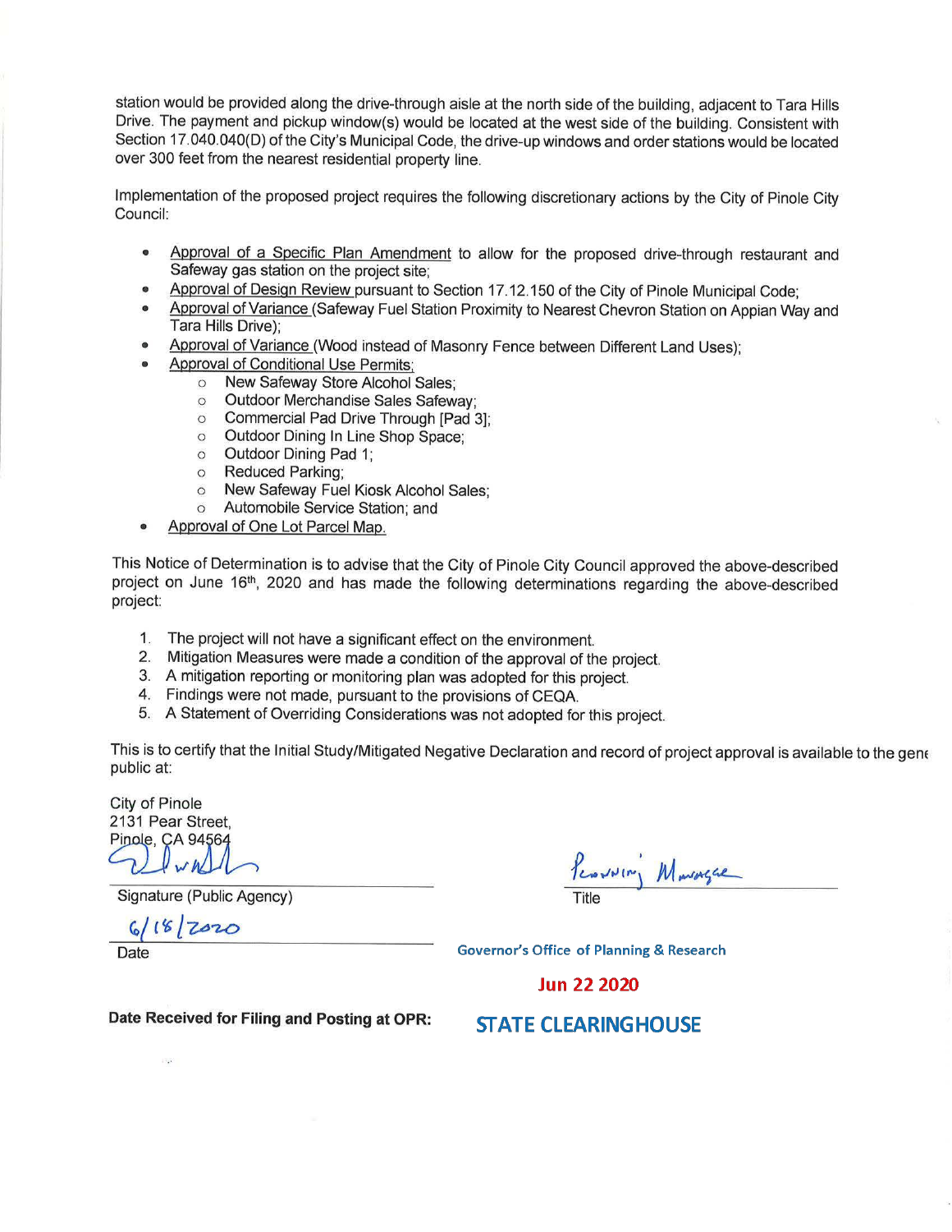station would be provided along the drive-through aisle at the north side of the building, adjacent to Tara Hills Drive. The payment and pickup window(s) would be located at the west side of the building. Consistent with Section 17.040.040(D) of the City's Municipal Code, the drive-up windows and order stations would be located over 300 feet from the nearest residential property line.

Implementation of the proposed project requires the following discretionary actions by the City of Pinole City Council:

- Approval of a Specific Plan Amendment to allow for the proposed drive-through restaurant and Safeway gas station on the project site;
- Approval of Design Review pursuant to Section 17.12.150 of the City of Pinole Municipal Code;
- Approval of Variance (Safeway Fuel Station Proximity to Nearest Chevron Station on Appian Way and Tara Hills Drive);
- Approval of Variance (Wood instead of Masonry Fence between Different Land Uses);
- Approval of Conditional Use Permits;
    - New Safeway Store Alcohol Sales;
    - Outdoor Merchandise Sales Safeway;
    - Commercial Pad Drive Through [Pad 3];
    - Outdoor Dining In Line Shop Space;
    - Outdoor Dining Pad 1;
    - Reduced Parking;
    - New Safeway Fuel Kiosk Alcohol Sales;
    - Automobile Service Station; and
- Approval of One Lot Parcel Map.

This Notice of Determination is to advise that the City of Pinole City Council approved the above-described project on June 16th, 2020 and has made the following determinations regarding the above-described project:

1. The project will not have a significant effect on the environment.
2. Mitigation Measures were made a condition of the approval of the project.
3. A mitigation reporting or monitoring plan was adopted for this project.
4. Findings were not made, pursuant to the provisions of CEQA.
5. A Statement of Overriding Considerations was not adopted for this project.

This is to certify that the Initial Study/Mitigated Negative Declaration and record of project approval is available to the gene public at:

City of Pinole
2131 Pear Street,
Pinole, CA 94564

Signature (Public Agency)

Planning Manager
Title

6/18/2020
Date

**Date Received for Filing and Posting at OPR:**

Governor's Office of Planning & Research

Jun 22 2020

STATE CLEARINGHOUSE